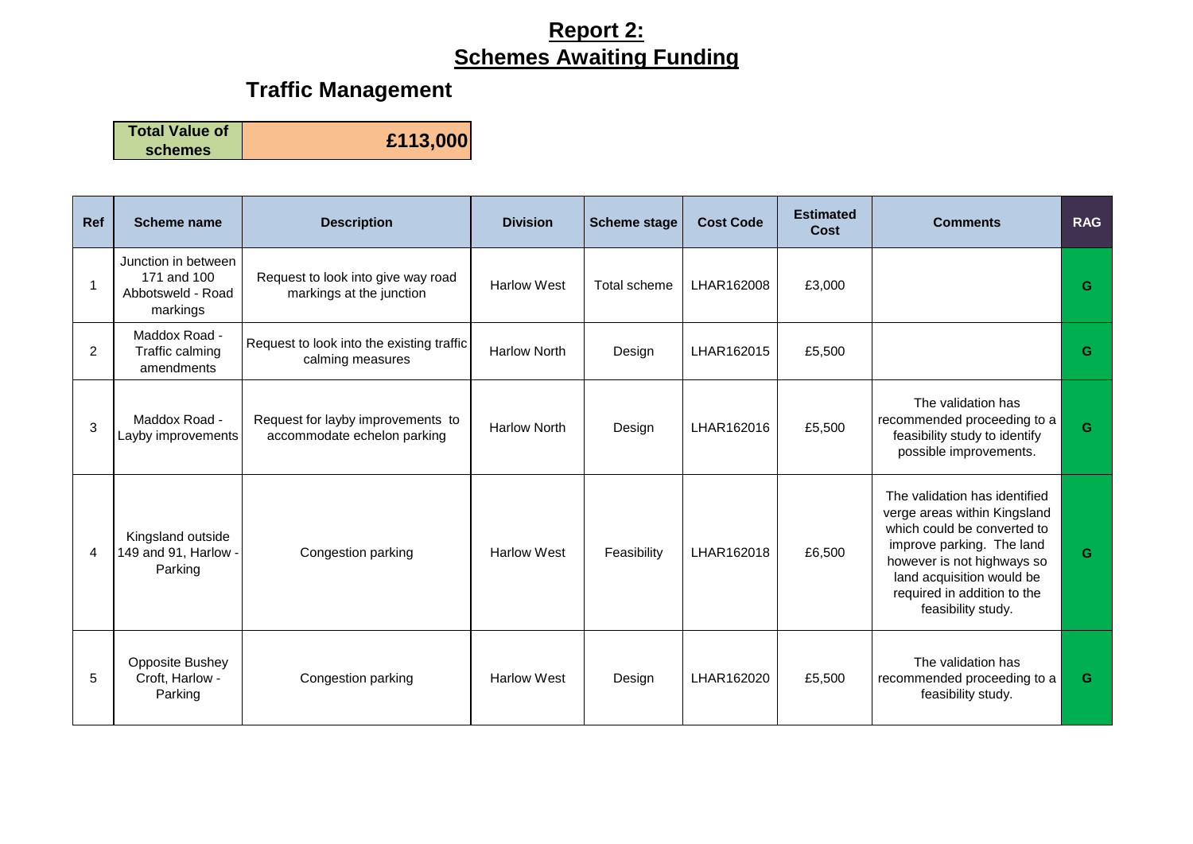# **Report 2: Schemes Awaiting Funding**

## Traffic Management

| Total Value of schemes | £113,000 |
| --- | --- |

| Ref | Scheme name | Description | Division | Scheme stage | Cost Code | Estimated Cost | Comments | RAG |
| --- | --- | --- | --- | --- | --- | --- | --- | --- |
| 1 | Junction in between 171 and 100 Abbotsweld - Road markings | Request to look into give way road markings at the junction | Harlow West | Total scheme | LHAR162008 | £3,000 | | G |
| 2 | Maddox Road - Traffic calming amendments | Request to look into the existing traffic calming measures | Harlow North | Design | LHAR162015 | £5,500 | | G |
| 3 | Maddox Road - Layby improvements | Request for layby improvements to accommodate echelon parking | Harlow North | Design | LHAR162016 | £5,500 | The validation has recommended proceeding to a feasibility study to identify possible improvements. | G |
| 4 | Kingsland outside 149 and 91, Harlow - Parking | Congestion parking | Harlow West | Feasibility | LHAR162018 | £6,500 | The validation has identified verge areas within Kingsland which could be converted to improve parking. The land however is not highways so land acquisition would be required in addition to the feasibility study. | G |
| 5 | Opposite Bushey Croft, Harlow - Parking | Congestion parking | Harlow West | Design | LHAR162020 | £5,500 | The validation has recommended proceeding to a feasibility study. | G |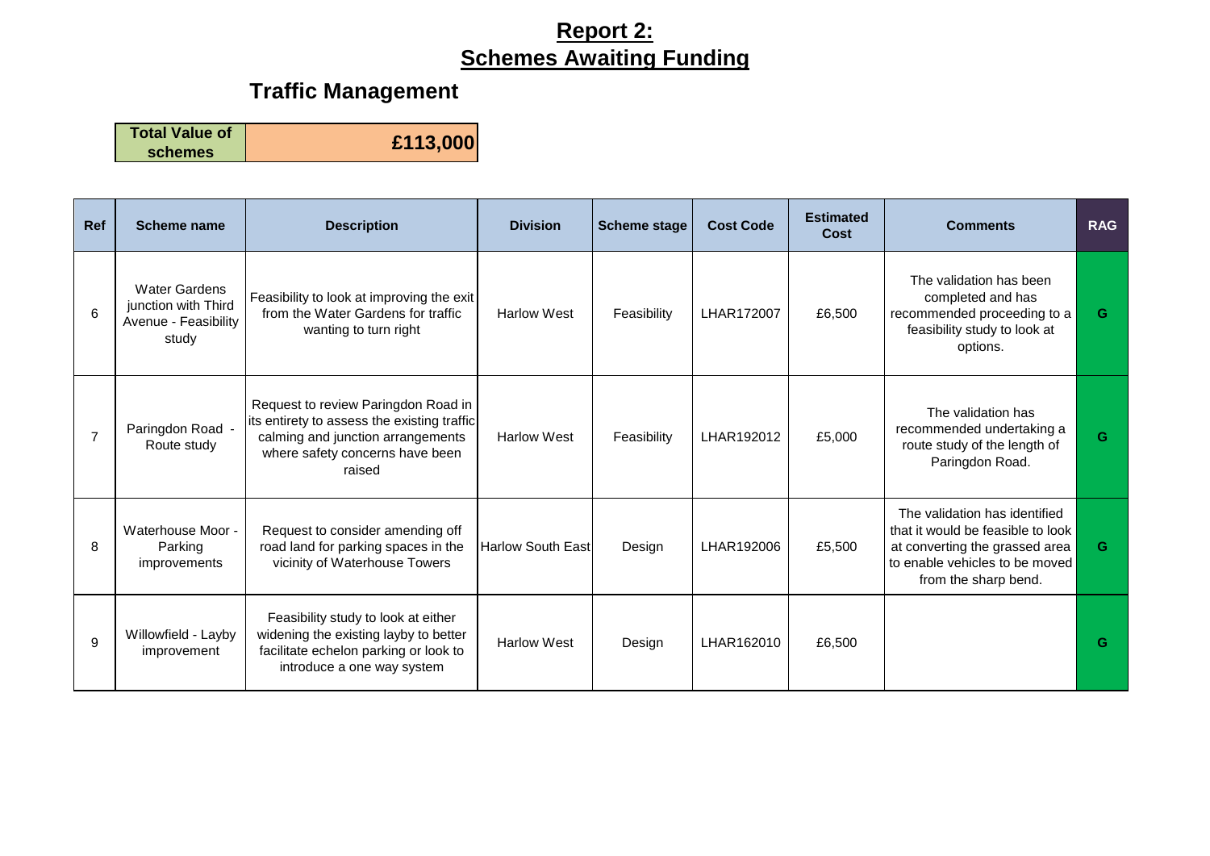# **Report 2: Schemes Awaiting Funding**

## Traffic Management

| Total Value of schemes | £113,000 |
|---|---|

| Ref | Scheme name | Description | Division | Scheme stage | Cost Code | Estimated Cost | Comments | RAG |
|---|---|---|---|---|---|---|---|---|
| 6 | Water Gardens junction with Third Avenue - Feasibility study | Feasibility to look at improving the exit from the Water Gardens for traffic wanting to turn right | Harlow West | Feasibility | LHAR172007 | £6,500 | The validation has been completed and has recommended proceeding to a feasibility study to look at options. | G |
| 7 | Paringdon Road - Route study | Request to review Paringdon Road in its entirety to assess the existing traffic calming and junction arrangements where safety concerns have been raised | Harlow West | Feasibility | LHAR192012 | £5,000 | The validation has recommended undertaking a route study of the length of Paringdon Road. | G |
| 8 | Waterhouse Moor - Parking improvements | Request to consider amending off road land for parking spaces in the vicinity of Waterhouse Towers | Harlow South East | Design | LHAR192006 | £5,500 | The validation has identified that it would be feasible to look at converting the grassed area to enable vehicles to be moved from the sharp bend. | G |
| 9 | Willowfield - Layby improvement | Feasibility study to look at either widening the existing layby to better facilitate echelon parking or look to introduce a one way system | Harlow West | Design | LHAR162010 | £6,500 | | G |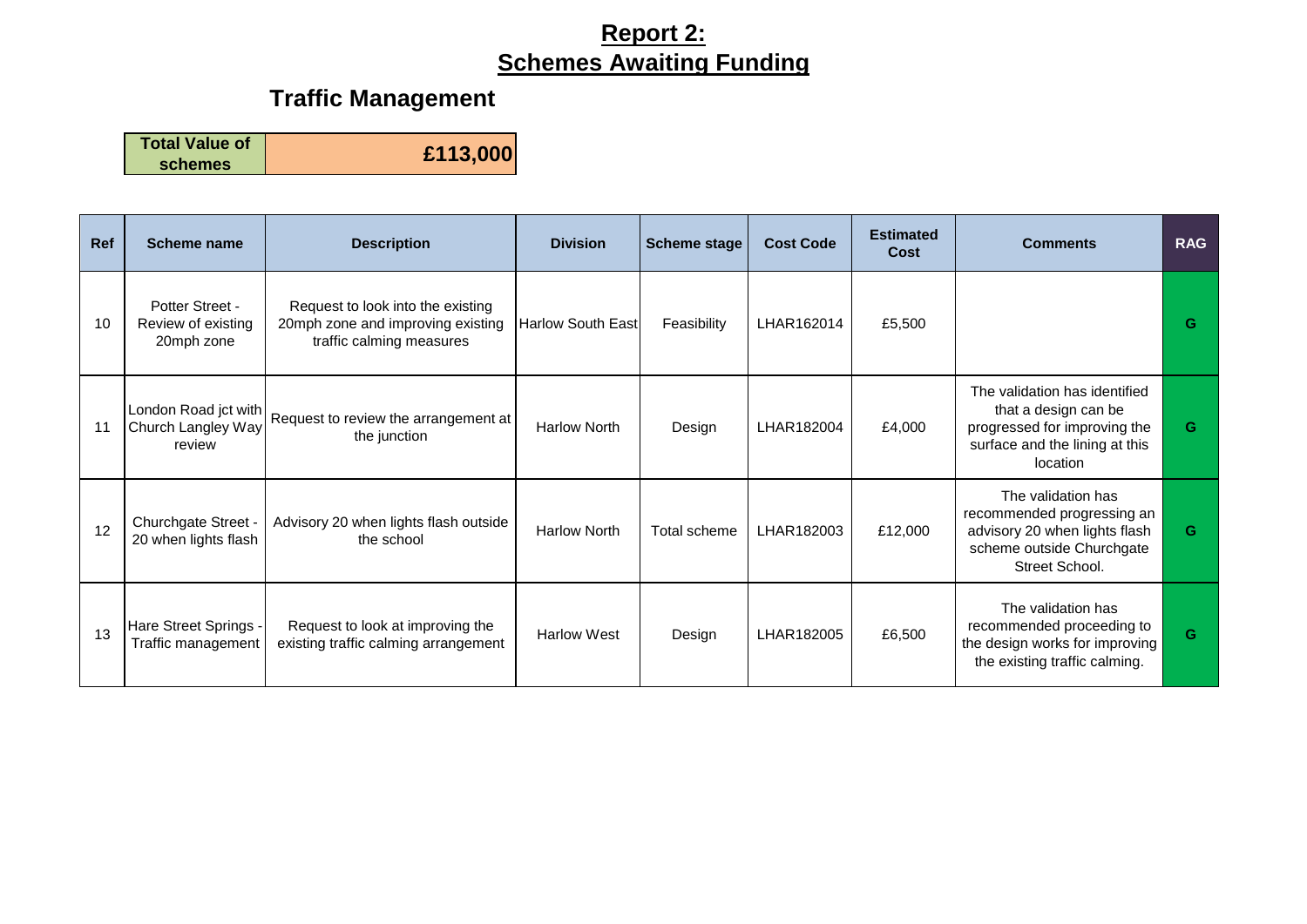# Report 2: Schemes Awaiting Funding

## Traffic Management

| Total Value of schemes | £113,000 |
| --- | --- |

| Ref | Scheme name | Description | Division | Scheme stage | Cost Code | Estimated Cost | Comments | RAG |
| --- | --- | --- | --- | --- | --- | --- | --- | --- |
| 10 | Potter Street - Review of existing 20mph zone | Request to look into the existing 20mph zone and improving existing traffic calming measures | Harlow South East | Feasibility | LHAR162014 | £5,500 | | G |
| 11 | London Road jct with Church Langley Way review | Request to review the arrangement at the junction | Harlow North | Design | LHAR182004 | £4,000 | The validation has identified that a design can be progressed for improving the surface and the lining at this location | G |
| 12 | Churchgate Street - 20 when lights flash | Advisory 20 when lights flash outside the school | Harlow North | Total scheme | LHAR182003 | £12,000 | The validation has recommended progressing an advisory 20 when lights flash scheme outside Churchgate Street School. | G |
| 13 | Hare Street Springs - Traffic management | Request to look at improving the existing traffic calming arrangement | Harlow West | Design | LHAR182005 | £6,500 | The validation has recommended proceeding to the design works for improving the existing traffic calming. | G |